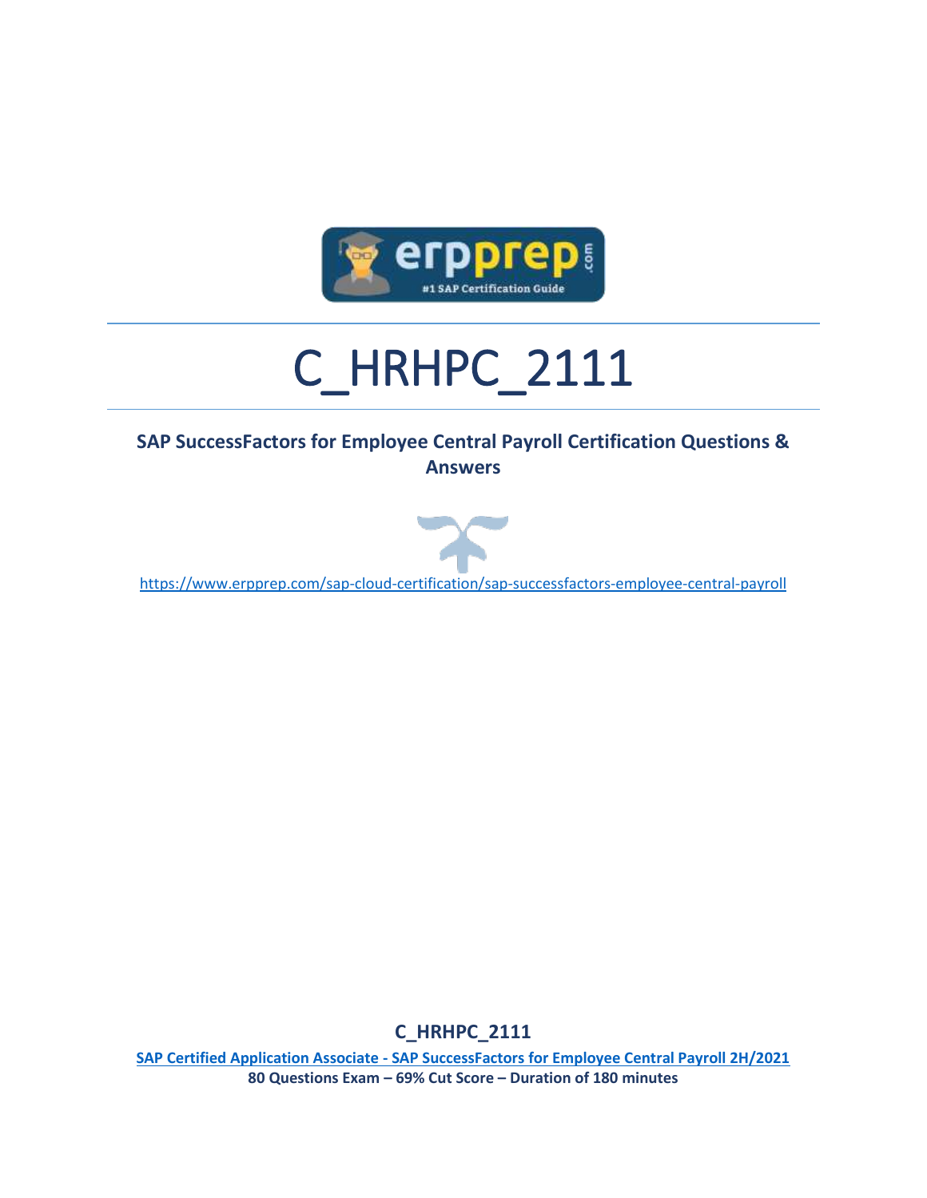# C_HRHPC_2111

**SAP SuccessFactors for Employee Central Payroll Certification Questions & Answers**

https://www.erpprep.com/sap-cloud-certification/sap-successfactors-employee-central-payroll

**C_HRHPC_2111**

**SAP Certified Application Associate - SAP SuccessFactors for Employee Central Payroll 2H/2021**

**80 Questions Exam – 69% Cut Score – Duration of 180 minutes**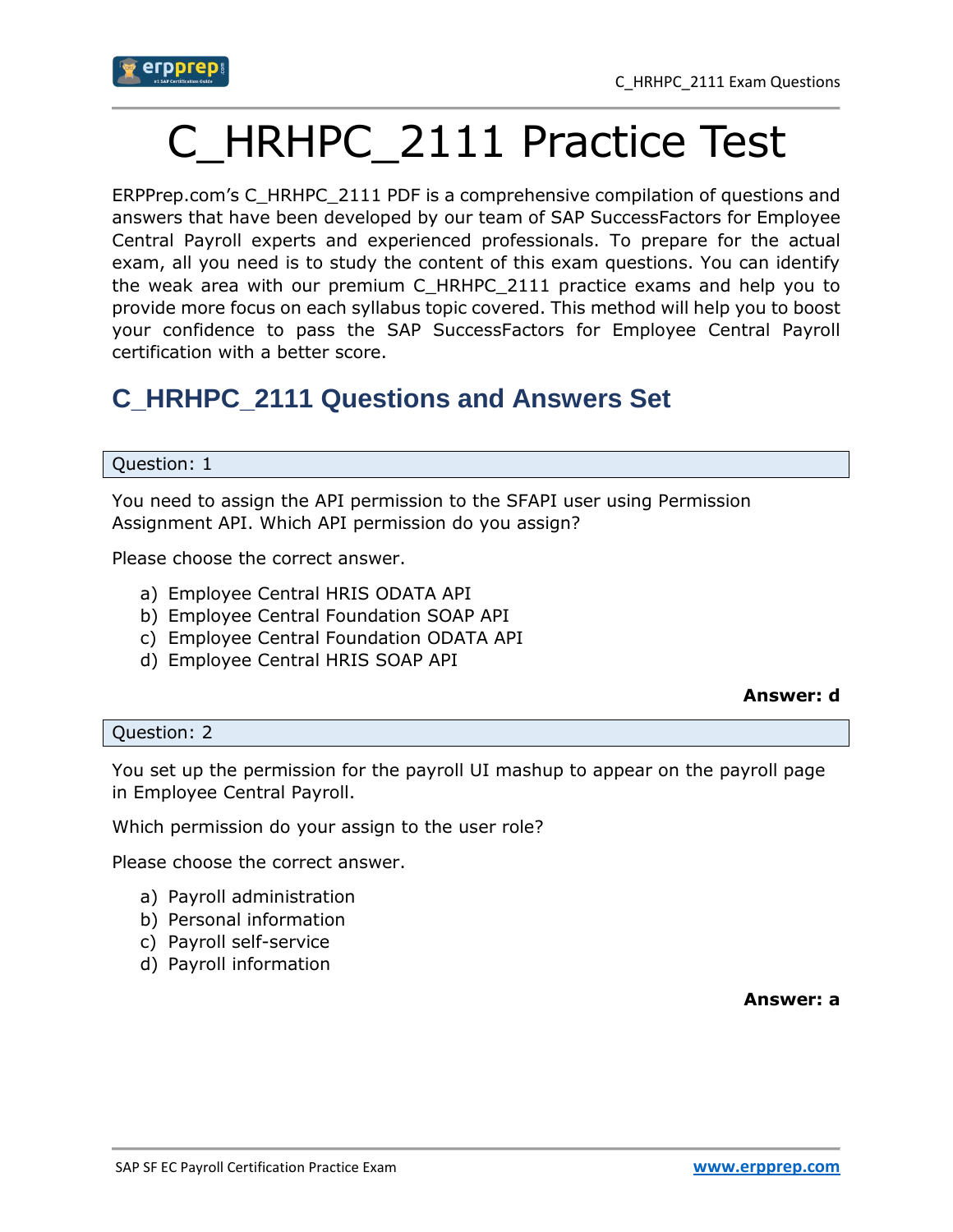# C_HRHPC_2111 Practice Test

ERPPrep.com's C_HRHPC_2111 PDF is a comprehensive compilation of questions and answers that have been developed by our team of SAP SuccessFactors for Employee Central Payroll experts and experienced professionals. To prepare for the actual exam, all you need is to study the content of this exam questions. You can identify the weak area with our premium C_HRHPC_2111 practice exams and help you to provide more focus on each syllabus topic covered. This method will help you to boost your confidence to pass the SAP SuccessFactors for Employee Central Payroll certification with a better score.

## C_HRHPC_2111 Questions and Answers Set

Question: 1

You need to assign the API permission to the SFAPI user using Permission Assignment API. Which API permission do you assign?

Please choose the correct answer.

a) Employee Central HRIS ODATA API
b) Employee Central Foundation SOAP API
c) Employee Central Foundation ODATA API
d) Employee Central HRIS SOAP API

**Answer: d**

Question: 2

You set up the permission for the payroll UI mashup to appear on the payroll page in Employee Central Payroll.

Which permission do your assign to the user role?

Please choose the correct answer.

a) Payroll administration
b) Personal information
c) Payroll self-service
d) Payroll information

**Answer: a**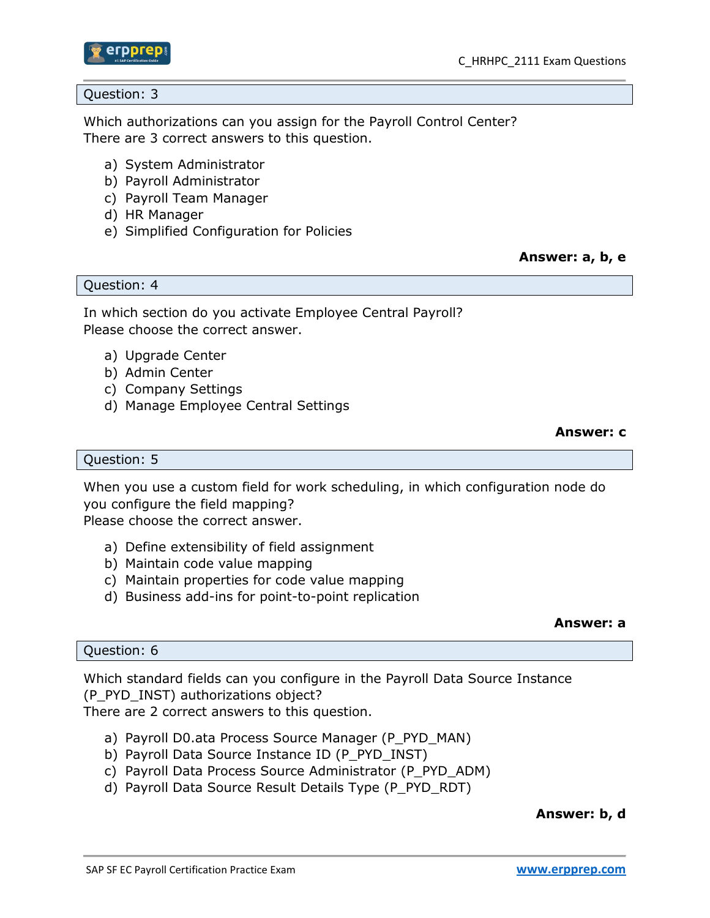Question: 3

Which authorizations can you assign for the Payroll Control Center?
There are 3 correct answers to this question.

a) System Administrator
b) Payroll Administrator
c) Payroll Team Manager
d) HR Manager
e) Simplified Configuration for Policies

**Answer: a, b, e**

Question: 4

In which section do you activate Employee Central Payroll?
Please choose the correct answer.

a) Upgrade Center
b) Admin Center
c) Company Settings
d) Manage Employee Central Settings

**Answer: c**

Question: 5

When you use a custom field for work scheduling, in which configuration node do you configure the field mapping?
Please choose the correct answer.

a) Define extensibility of field assignment
b) Maintain code value mapping
c) Maintain properties for code value mapping
d) Business add-ins for point-to-point replication

**Answer: a**

Question: 6

Which standard fields can you configure in the Payroll Data Source Instance (P_PYD_INST) authorizations object?
There are 2 correct answers to this question.

a) Payroll D0.ata Process Source Manager (P_PYD_MAN)
b) Payroll Data Source Instance ID (P_PYD_INST)
c) Payroll Data Process Source Administrator (P_PYD_ADM)
d) Payroll Data Source Result Details Type (P_PYD_RDT)

**Answer: b, d**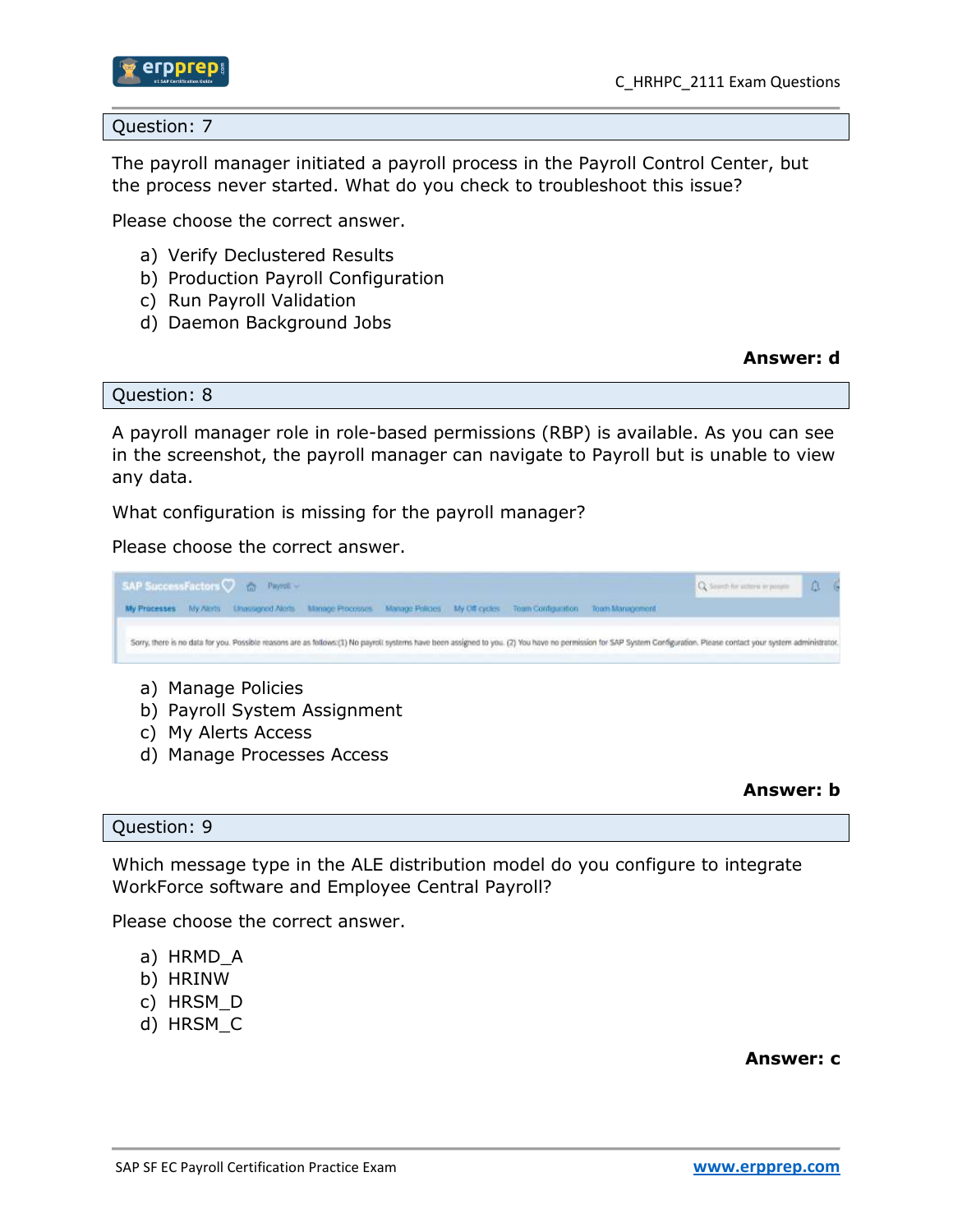## Question: 7

The payroll manager initiated a payroll process in the Payroll Control Center, but the process never started. What do you check to troubleshoot this issue?

Please choose the correct answer.

a) Verify Declustered Results
b) Production Payroll Configuration
c) Run Payroll Validation
d) Daemon Background Jobs

**Answer: d**

## Question: 8

A payroll manager role in role-based permissions (RBP) is available. As you can see in the screenshot, the payroll manager can navigate to Payroll but is unable to view any data.

What configuration is missing for the payroll manager?

Please choose the correct answer.

SAP SuccessFactors | Payroll

My Processes | My Alerts | Unassigned Alerts | Manage Processes | Manage Policies | My Off cycles | Team Configuration | Team Management

Sorry, there is no data for you. Possible reasons are as follows:(1) No payroll systems have been assigned to you. (2) You have no permission for SAP System Configuration. Please contact your system administrator.

a) Manage Policies
b) Payroll System Assignment
c) My Alerts Access
d) Manage Processes Access

**Answer: b**

## Question: 9

Which message type in the ALE distribution model do you configure to integrate WorkForce software and Employee Central Payroll?

Please choose the correct answer.

a) HRMD_A
b) HRINW
c) HRSM_D
d) HRSM_C

**Answer: c**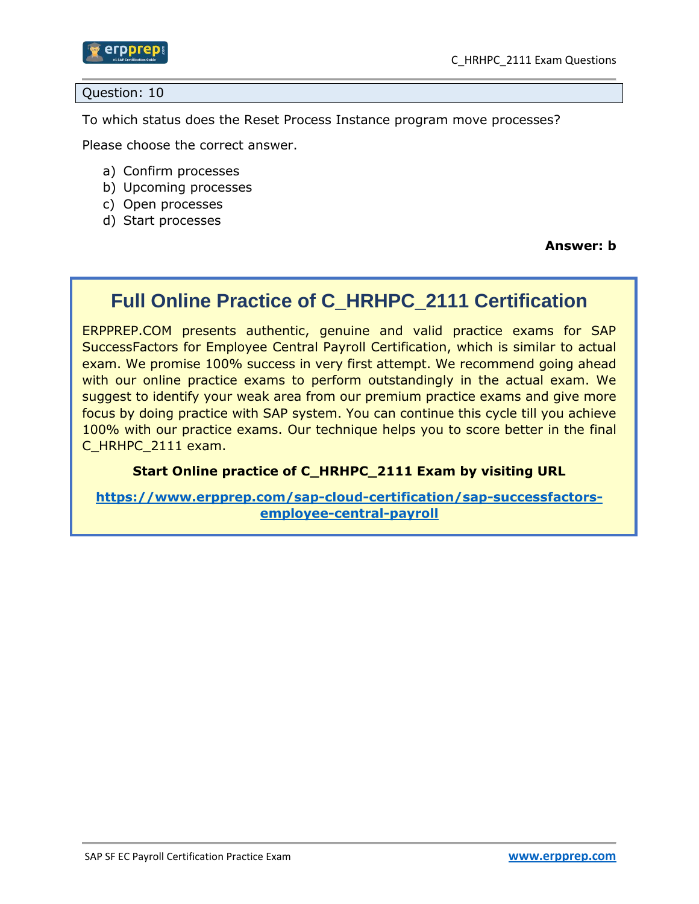Question: 10

To which status does the Reset Process Instance program move processes?

Please choose the correct answer.

a) Confirm processes
b) Upcoming processes
c) Open processes
d) Start processes

**Answer: b**

## Full Online Practice of C_HRHPC_2111 Certification

ERPPREP.COM presents authentic, genuine and valid practice exams for SAP SuccessFactors for Employee Central Payroll Certification, which is similar to actual exam. We promise 100% success in very first attempt. We recommend going ahead with our online practice exams to perform outstandingly in the actual exam. We suggest to identify your weak area from our premium practice exams and give more focus by doing practice with SAP system. You can continue this cycle till you achieve 100% with our practice exams. Our technique helps you to score better in the final C_HRHPC_2111 exam.

**Start Online practice of C_HRHPC_2111 Exam by visiting URL**

**https://www.erpprep.com/sap-cloud-certification/sap-successfactors-employee-central-payroll**